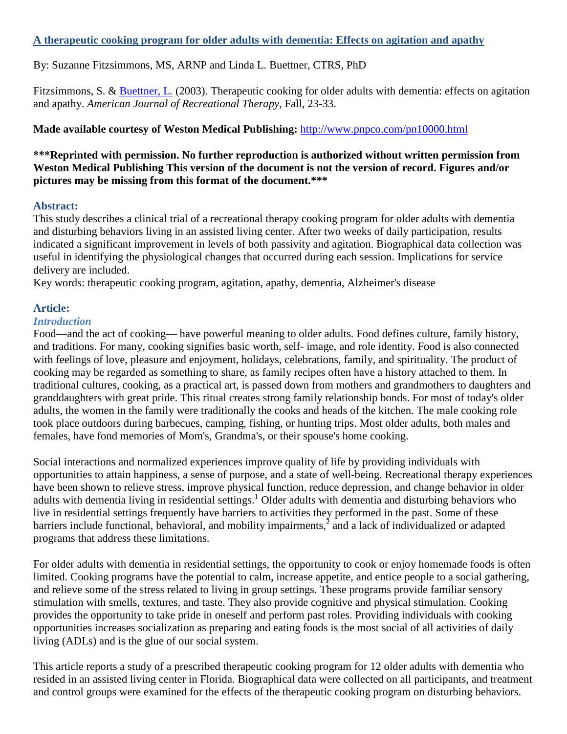# [A therapeutic cooking program for older adults with dementia: Effects on agitation and apathy](#)

By: Suzanne Fitzsimmons, MS, ARNP and Linda L. Buettner, CTRS, PhD

Fitzsimmons, S. & [Buettner, L.](#) (2003). Therapeutic cooking for older adults with dementia: effects on agitation and apathy. *American Journal of Recreational Therapy*, Fall, 23-33.

**Made available courtesy of Weston Medical Publishing:** [http://www.pnpco.com/pn10000.html](http://www.pnpco.com/pn10000.html)

**\*\*\*Reprinted with permission. No further reproduction is authorized without written permission from Weston Medical Publishing This version of the document is not the version of record. Figures and/or pictures may be missing from this format of the document.\*\*\***

## Abstract:

This study describes a clinical trial of a recreational therapy cooking program for older adults with dementia and disturbing behaviors living in an assisted living center. After two weeks of daily participation, results indicated a significant improvement in levels of both passivity and agitation. Biographical data collection was useful in identifying the physiological changes that occurred during each session. Implications for service delivery are included.

Key words: therapeutic cooking program, agitation, apathy, dementia, Alzheimer's disease

## Article:

### *Introduction*

Food—and the act of cooking— have powerful meaning to older adults. Food defines culture, family history, and traditions. For many, cooking signifies basic worth, self- image, and role identity. Food is also connected with feelings of love, pleasure and enjoyment, holidays, celebrations, family, and spirituality. The product of cooking may be regarded as something to share, as family recipes often have a history attached to them. In traditional cultures, cooking, as a practical art, is passed down from mothers and grandmothers to daughters and granddaughters with great pride. This ritual creates strong family relationship bonds. For most of today's older adults, the women in the family were traditionally the cooks and heads of the kitchen. The male cooking role took place outdoors during barbecues, camping, fishing, or hunting trips. Most older adults, both males and females, have fond memories of Mom's, Grandma's, or their spouse's home cooking.

Social interactions and normalized experiences improve quality of life by providing individuals with opportunities to attain happiness, a sense of purpose, and a state of well-being. Recreational therapy experiences have been shown to relieve stress, improve physical function, reduce depression, and change behavior in older adults with dementia living in residential settings.[1] Older adults with dementia and disturbing behaviors who live in residential settings frequently have barriers to activities they performed in the past. Some of these barriers include functional, behavioral, and mobility impairments,[2] and a lack of individualized or adapted programs that address these limitations.

For older adults with dementia in residential settings, the opportunity to cook or enjoy homemade foods is often limited. Cooking programs have the potential to calm, increase appetite, and entice people to a social gathering, and relieve some of the stress related to living in group settings. These programs provide familiar sensory stimulation with smells, textures, and taste. They also provide cognitive and physical stimulation. Cooking provides the opportunity to take pride in oneself and perform past roles. Providing individuals with cooking opportunities increases socialization as preparing and eating foods is the most social of all activities of daily living (ADLs) and is the glue of our social system.

This article reports a study of a prescribed therapeutic cooking program for 12 older adults with dementia who resided in an assisted living center in Florida. Biographical data were collected on all participants, and treatment and control groups were examined for the effects of the therapeutic cooking program on disturbing behaviors.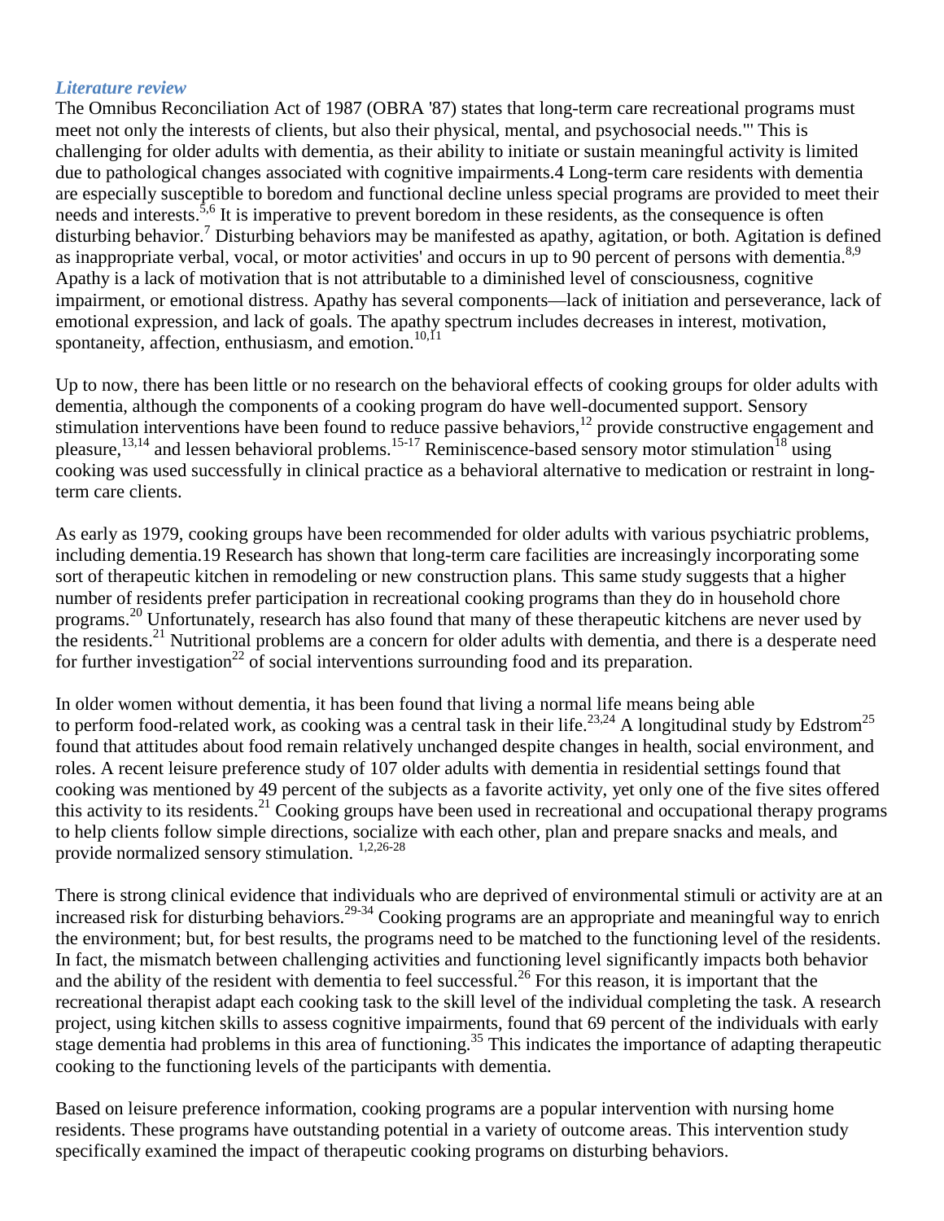### *Literature review*

The Omnibus Reconciliation Act of 1987 (OBRA '87) states that long-term care recreational programs must meet not only the interests of clients, but also their physical, mental, and psychosocial needs.'" This is challenging for older adults with dementia, as their ability to initiate or sustain meaningful activity is limited due to pathological changes associated with cognitive impairments.4 Long-term care residents with dementia are especially susceptible to boredom and functional decline unless special programs are provided to meet their needs and interests.[5,6] It is imperative to prevent boredom in these residents, as the consequence is often disturbing behavior.[7] Disturbing behaviors may be manifested as apathy, agitation, or both. Agitation is defined as inappropriate verbal, vocal, or motor activities' and occurs in up to 90 percent of persons with dementia.[8,9] Apathy is a lack of motivation that is not attributable to a diminished level of consciousness, cognitive impairment, or emotional distress. Apathy has several components—lack of initiation and perseverance, lack of emotional expression, and lack of goals. The apathy spectrum includes decreases in interest, motivation, spontaneity, affection, enthusiasm, and emotion.[10,11]

Up to now, there has been little or no research on the behavioral effects of cooking groups for older adults with dementia, although the components of a cooking program do have well-documented support. Sensory stimulation interventions have been found to reduce passive behaviors,[12] provide constructive engagement and pleasure,[13,14] and lessen behavioral problems.[15-17] Reminiscence-based sensory motor stimulation[18] using cooking was used successfully in clinical practice as a behavioral alternative to medication or restraint in long-term care clients.

As early as 1979, cooking groups have been recommended for older adults with various psychiatric problems, including dementia.19 Research has shown that long-term care facilities are increasingly incorporating some sort of therapeutic kitchen in remodeling or new construction plans. This same study suggests that a higher number of residents prefer participation in recreational cooking programs than they do in household chore programs.[20] Unfortunately, research has also found that many of these therapeutic kitchens are never used by the residents.[21] Nutritional problems are a concern for older adults with dementia, and there is a desperate need for further investigation[22] of social interventions surrounding food and its preparation.

In older women without dementia, it has been found that living a normal life means being able to perform food-related work, as cooking was a central task in their life.[23,24] A longitudinal study by Edstrom[25] found that attitudes about food remain relatively unchanged despite changes in health, social environment, and roles. A recent leisure preference study of 107 older adults with dementia in residential settings found that cooking was mentioned by 49 percent of the subjects as a favorite activity, yet only one of the five sites offered this activity to its residents.[21] Cooking groups have been used in recreational and occupational therapy programs to help clients follow simple directions, socialize with each other, plan and prepare snacks and meals, and provide normalized sensory stimulation. [1,2,26-28]

There is strong clinical evidence that individuals who are deprived of environmental stimuli or activity are at an increased risk for disturbing behaviors.[29-34] Cooking programs are an appropriate and meaningful way to enrich the environment; but, for best results, the programs need to be matched to the functioning level of the residents. In fact, the mismatch between challenging activities and functioning level significantly impacts both behavior and the ability of the resident with dementia to feel successful.[26] For this reason, it is important that the recreational therapist adapt each cooking task to the skill level of the individual completing the task. A research project, using kitchen skills to assess cognitive impairments, found that 69 percent of the individuals with early stage dementia had problems in this area of functioning.[35] This indicates the importance of adapting therapeutic cooking to the functioning levels of the participants with dementia.

Based on leisure preference information, cooking programs are a popular intervention with nursing home residents. These programs have outstanding potential in a variety of outcome areas. This intervention study specifically examined the impact of therapeutic cooking programs on disturbing behaviors.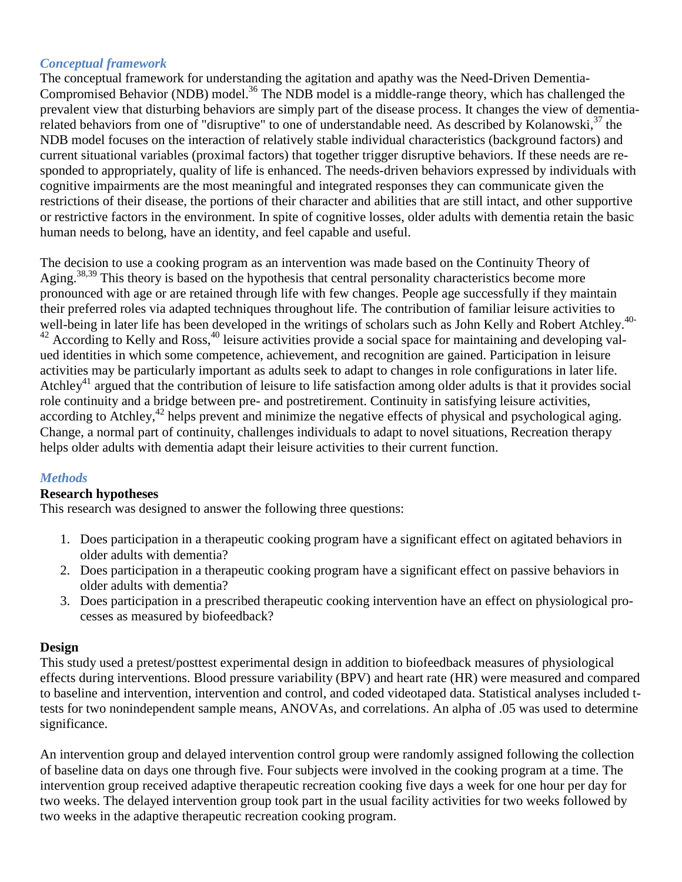### *Conceptual framework*

The conceptual framework for understanding the agitation and apathy was the Need-Driven Dementia-Compromised Behavior (NDB) model.[36] The NDB model is a middle-range theory, which has challenged the prevalent view that disturbing behaviors are simply part of the disease process. It changes the view of dementia-related behaviors from one of "disruptive" to one of understandable need. As described by Kolanowski,[37] the NDB model focuses on the interaction of relatively stable individual characteristics (background factors) and current situational variables (proximal factors) that together trigger disruptive behaviors. If these needs are responded to appropriately, quality of life is enhanced. The needs-driven behaviors expressed by individuals with cognitive impairments are the most meaningful and integrated responses they can communicate given the restrictions of their disease, the portions of their character and abilities that are still intact, and other supportive or restrictive factors in the environment. In spite of cognitive losses, older adults with dementia retain the basic human needs to belong, have an identity, and feel capable and useful.

The decision to use a cooking program as an intervention was made based on the Continuity Theory of Aging.[38,39] This theory is based on the hypothesis that central personality characteristics become more pronounced with age or are retained through life with few changes. People age successfully if they maintain their preferred roles via adapted techniques throughout life. The contribution of familiar leisure activities to well-being in later life has been developed in the writings of scholars such as John Kelly and Robert Atchley.[40-42] According to Kelly and Ross,[40] leisure activities provide a social space for maintaining and developing valued identities in which some competence, achievement, and recognition are gained. Participation in leisure activities may be particularly important as adults seek to adapt to changes in role configurations in later life. Atchley[41] argued that the contribution of leisure to life satisfaction among older adults is that it provides social role continuity and a bridge between pre- and postretirement. Continuity in satisfying leisure activities, according to Atchley,[42] helps prevent and minimize the negative effects of physical and psychological aging. Change, a normal part of continuity, challenges individuals to adapt to novel situations, Recreation therapy helps older adults with dementia adapt their leisure activities to their current function.

### *Methods*

**Research hypotheses**

This research was designed to answer the following three questions:

1. Does participation in a therapeutic cooking program have a significant effect on agitated behaviors in older adults with dementia?
2. Does participation in a therapeutic cooking program have a significant effect on passive behaviors in older adults with dementia?
3. Does participation in a prescribed therapeutic cooking intervention have an effect on physiological processes as measured by biofeedback?

**Design**

This study used a pretest/posttest experimental design in addition to biofeedback measures of physiological effects during interventions. Blood pressure variability (BPV) and heart rate (HR) were measured and compared to baseline and intervention, intervention and control, and coded videotaped data. Statistical analyses included t-tests for two nonindependent sample means, ANOVAs, and correlations. An alpha of .05 was used to determine significance.

An intervention group and delayed intervention control group were randomly assigned following the collection of baseline data on days one through five. Four subjects were involved in the cooking program at a time. The intervention group received adaptive therapeutic recreation cooking five days a week for one hour per day for two weeks. The delayed intervention group took part in the usual facility activities for two weeks followed by two weeks in the adaptive therapeutic recreation cooking program.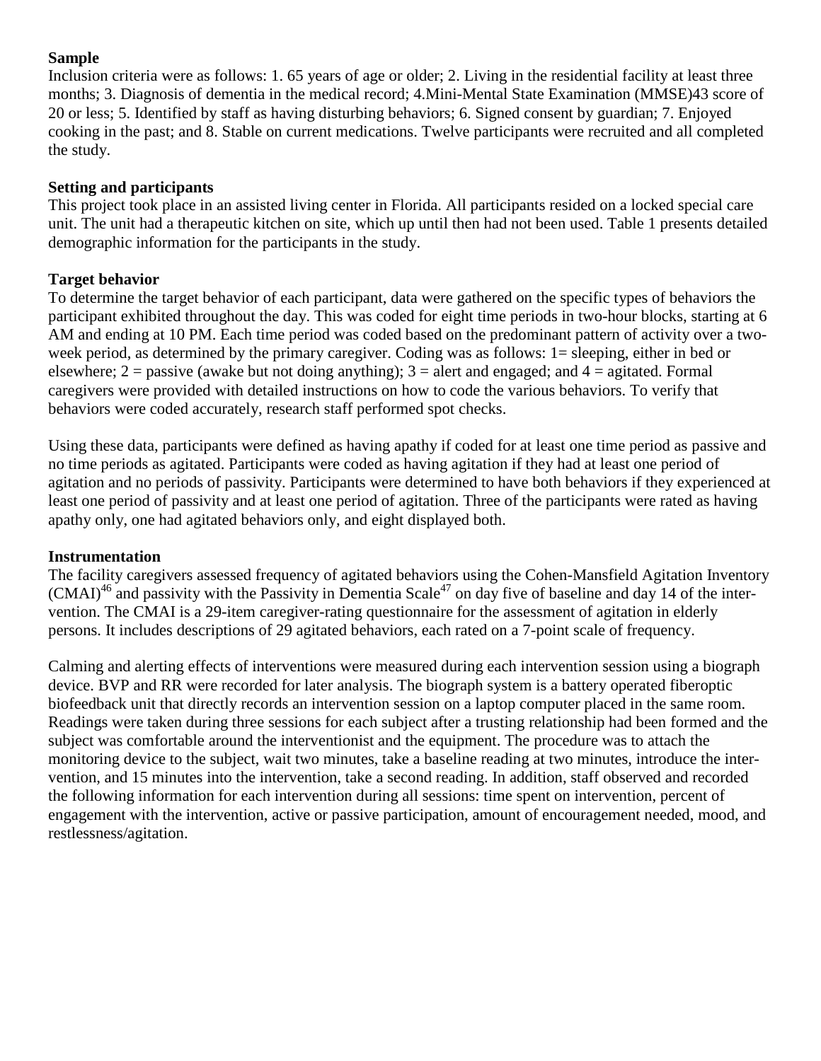### Sample

Inclusion criteria were as follows: 1. 65 years of age or older; 2. Living in the residential facility at least three months; 3. Diagnosis of dementia in the medical record; 4.Mini-Mental State Examination (MMSE)43 score of 20 or less; 5. Identified by staff as having disturbing behaviors; 6. Signed consent by guardian; 7. Enjoyed cooking in the past; and 8. Stable on current medications. Twelve participants were recruited and all completed the study.

### Setting and participants

This project took place in an assisted living center in Florida. All participants resided on a locked special care unit. The unit had a therapeutic kitchen on site, which up until then had not been used. Table 1 presents detailed demographic information for the participants in the study.

### Target behavior

To determine the target behavior of each participant, data were gathered on the specific types of behaviors the participant exhibited throughout the day. This was coded for eight time periods in two-hour blocks, starting at 6 AM and ending at 10 PM. Each time period was coded based on the predominant pattern of activity over a two-week period, as determined by the primary caregiver. Coding was as follows: 1= sleeping, either in bed or elsewhere; 2 = passive (awake but not doing anything); 3 = alert and engaged; and 4 = agitated. Formal caregivers were provided with detailed instructions on how to code the various behaviors. To verify that behaviors were coded accurately, research staff performed spot checks.

Using these data, participants were defined as having apathy if coded for at least one time period as passive and no time periods as agitated. Participants were coded as having agitation if they had at least one period of agitation and no periods of passivity. Participants were determined to have both behaviors if they experienced at least one period of passivity and at least one period of agitation. Three of the participants were rated as having apathy only, one had agitated behaviors only, and eight displayed both.

### Instrumentation

The facility caregivers assessed frequency of agitated behaviors using the Cohen-Mansfield Agitation Inventory (CMAI)[46] and passivity with the Passivity in Dementia Scale[47] on day five of baseline and day 14 of the intervention. The CMAI is a 29-item caregiver-rating questionnaire for the assessment of agitation in elderly persons. It includes descriptions of 29 agitated behaviors, each rated on a 7-point scale of frequency.

Calming and alerting effects of interventions were measured during each intervention session using a biograph device. BVP and RR were recorded for later analysis. The biograph system is a battery operated fiberoptic biofeedback unit that directly records an intervention session on a laptop computer placed in the same room. Readings were taken during three sessions for each subject after a trusting relationship had been formed and the subject was comfortable around the interventionist and the equipment. The procedure was to attach the monitoring device to the subject, wait two minutes, take a baseline reading at two minutes, introduce the intervention, and 15 minutes into the intervention, take a second reading. In addition, staff observed and recorded the following information for each intervention during all sessions: time spent on intervention, percent of engagement with the intervention, active or passive participation, amount of encouragement needed, mood, and restlessness/agitation.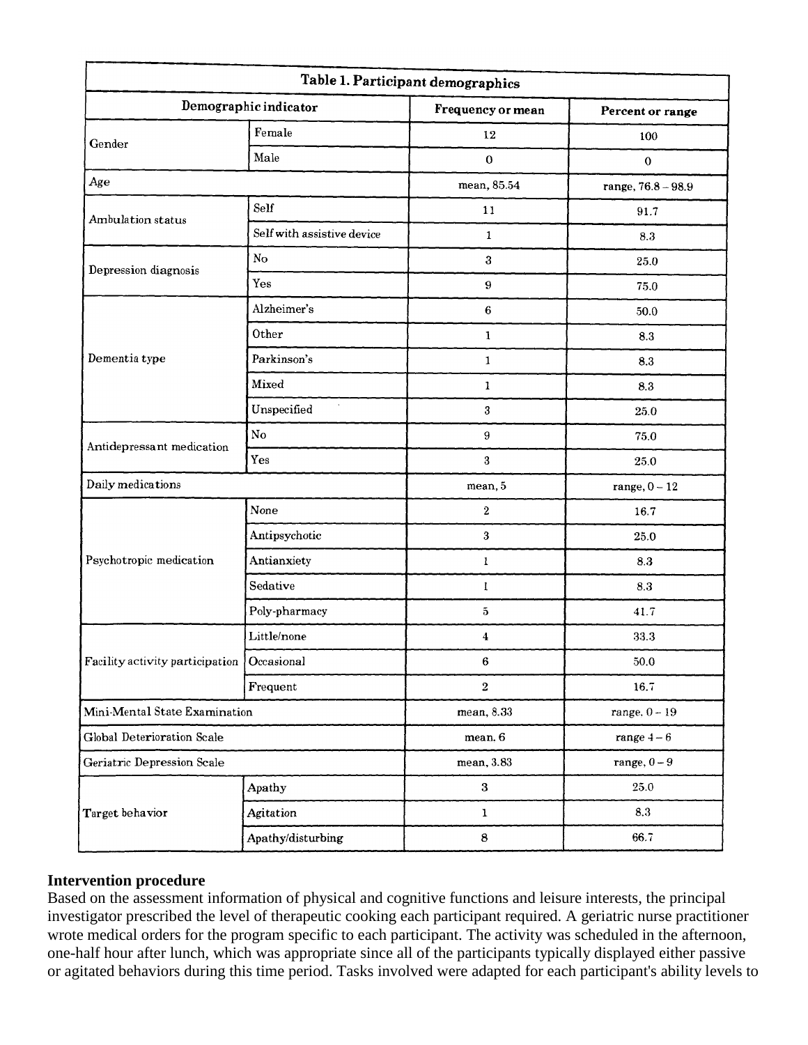**Table 1. Participant demographics**

| Demographic indicator | | Frequency or mean | Percent or range |
|---|---|---|---|
| Gender | Female | 12 | 100 |
| | Male | 0 | 0 |
| Age | | mean, 85.54 | range, 76.8 – 98.9 |
| Ambulation status | Self | 11 | 91.7 |
| | Self with assistive device | 1 | 8.3 |
| Depression diagnosis | No | 3 | 25.0 |
| | Yes | 9 | 75.0 |
| Dementia type | Alzheimer's | 6 | 50.0 |
| | Other | 1 | 8.3 |
| | Parkinson's | 1 | 8.3 |
| | Mixed | 1 | 8.3 |
| | Unspecified | 3 | 25.0 |
| Antidepressant medication | No | 9 | 75.0 |
| | Yes | 3 | 25.0 |
| Daily medications | | mean, 5 | range, 0 – 12 |
| Psychotropic medication | None | 2 | 16.7 |
| | Antipsychotic | 3 | 25.0 |
| | Antianxiety | 1 | 8.3 |
| | Sedative | 1 | 8.3 |
| | Poly-pharmacy | 5 | 41.7 |
| Facility activity participation | Little/none | 4 | 33.3 |
| | Occasional | 6 | 50.0 |
| | Frequent | 2 | 16.7 |
| Mini-Mental State Examination | | mean, 8.33 | range, 0 – 19 |
| Global Deterioration Scale | | mean, 6 | range 4 – 6 |
| Geriatric Depression Scale | | mean, 3.83 | range, 0 – 9 |
| Target behavior | Apathy | 3 | 25.0 |
| | Agitation | 1 | 8.3 |
| | Apathy/disturbing | 8 | 66.7 |

**Intervention procedure**

Based on the assessment information of physical and cognitive functions and leisure interests, the principal investigator prescribed the level of therapeutic cooking each participant required. A geriatric nurse practitioner wrote medical orders for the program specific to each participant. The activity was scheduled in the afternoon, one-half hour after lunch, which was appropriate since all of the participants typically displayed either passive or agitated behaviors during this time period. Tasks involved were adapted for each participant's ability levels to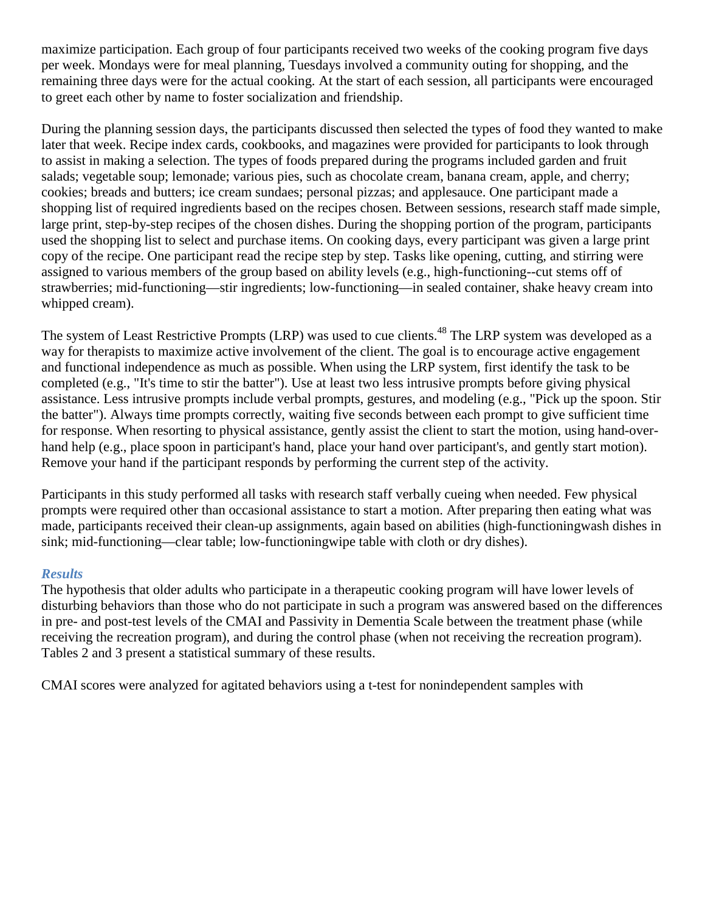maximize participation. Each group of four participants received two weeks of the cooking program five days per week. Mondays were for meal planning, Tuesdays involved a community outing for shopping, and the remaining three days were for the actual cooking. At the start of each session, all participants were encouraged to greet each other by name to foster socialization and friendship.

During the planning session days, the participants discussed then selected the types of food they wanted to make later that week. Recipe index cards, cookbooks, and magazines were provided for participants to look through to assist in making a selection. The types of foods prepared during the programs included garden and fruit salads; vegetable soup; lemonade; various pies, such as chocolate cream, banana cream, apple, and cherry; cookies; breads and butters; ice cream sundaes; personal pizzas; and applesauce. One participant made a shopping list of required ingredients based on the recipes chosen. Between sessions, research staff made simple, large print, step-by-step recipes of the chosen dishes. During the shopping portion of the program, participants used the shopping list to select and purchase items. On cooking days, every participant was given a large print copy of the recipe. One participant read the recipe step by step. Tasks like opening, cutting, and stirring were assigned to various members of the group based on ability levels (e.g., high-functioning--cut stems off of strawberries; mid-functioning—stir ingredients; low-functioning—in sealed container, shake heavy cream into whipped cream).

The system of Least Restrictive Prompts (LRP) was used to cue clients.[48] The LRP system was developed as a way for therapists to maximize active involvement of the client. The goal is to encourage active engagement and functional independence as much as possible. When using the LRP system, first identify the task to be completed (e.g., "It's time to stir the batter"). Use at least two less intrusive prompts before giving physical assistance. Less intrusive prompts include verbal prompts, gestures, and modeling (e.g., "Pick up the spoon. Stir the batter"). Always time prompts correctly, waiting five seconds between each prompt to give sufficient time for response. When resorting to physical assistance, gently assist the client to start the motion, using hand-over-hand help (e.g., place spoon in participant's hand, place your hand over participant's, and gently start motion). Remove your hand if the participant responds by performing the current step of the activity.

Participants in this study performed all tasks with research staff verbally cueing when needed. Few physical prompts were required other than occasional assistance to start a motion. After preparing then eating what was made, participants received their clean-up assignments, again based on abilities (high-functioningwash dishes in sink; mid-functioning—clear table; low-functioningwipe table with cloth or dry dishes).

### *Results*

The hypothesis that older adults who participate in a therapeutic cooking program will have lower levels of disturbing behaviors than those who do not participate in such a program was answered based on the differences in pre- and post-test levels of the CMAI and Passivity in Dementia Scale between the treatment phase (while receiving the recreation program), and during the control phase (when not receiving the recreation program). Tables 2 and 3 present a statistical summary of these results.

CMAI scores were analyzed for agitated behaviors using a t-test for nonindependent samples with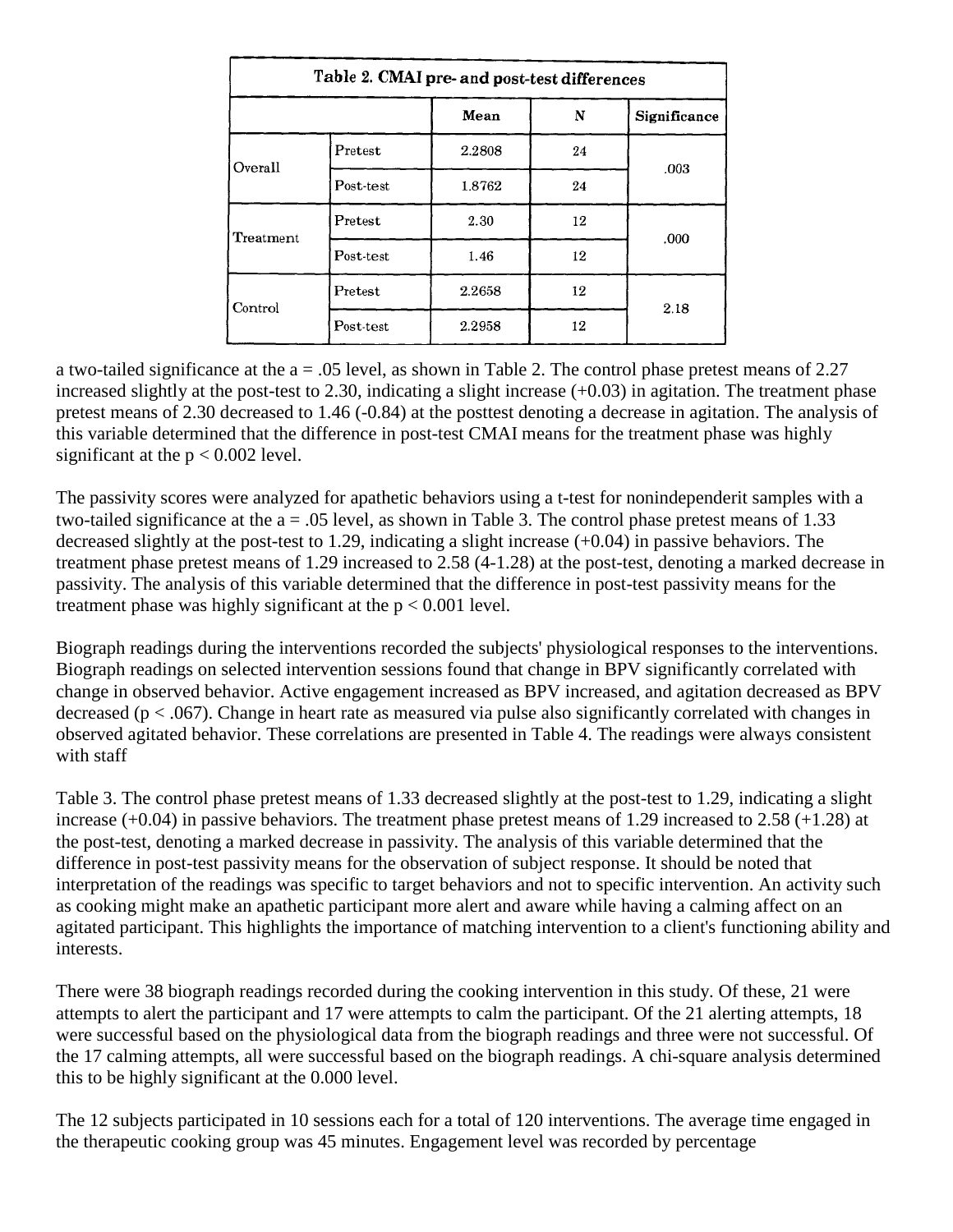| Table 2. CMAI pre- and post-test differences | | | | |
|---|---|---|---|---|
| | | Mean | N | Significance |
| Overall | Pretest | 2.2808 | 24 | .003 |
| | Post-test | 1.8762 | 24 | |
| Treatment | Pretest | 2.30 | 12 | .000 |
| | Post-test | 1.46 | 12 | |
| Control | Pretest | 2.2658 | 12 | 2.18 |
| | Post-test | 2.2958 | 12 | |

a two-tailed significance at the a = .05 level, as shown in Table 2. The control phase pretest means of 2.27 increased slightly at the post-test to 2.30, indicating a slight increase (+0.03) in agitation. The treatment phase pretest means of 2.30 decreased to 1.46 (-0.84) at the posttest denoting a decrease in agitation. The analysis of this variable determined that the difference in post-test CMAI means for the treatment phase was highly significant at the $p < 0.002$ level.

The passivity scores were analyzed for apathetic behaviors using a t-test for nonindependerit samples with a two-tailed significance at the a = .05 level, as shown in Table 3. The control phase pretest means of 1.33 decreased slightly at the post-test to 1.29, indicating a slight increase (+0.04) in passive behaviors. The treatment phase pretest means of 1.29 increased to 2.58 (4-1.28) at the post-test, denoting a marked decrease in passivity. The analysis of this variable determined that the difference in post-test passivity means for the treatment phase was highly significant at the $p < 0.001$ level.

Biograph readings during the interventions recorded the subjects' physiological responses to the interventions. Biograph readings on selected intervention sessions found that change in BPV significantly correlated with change in observed behavior. Active engagement increased as BPV increased, and agitation decreased as BPV decreased ($p < .067$). Change in heart rate as measured via pulse also significantly correlated with changes in observed agitated behavior. These correlations are presented in Table 4. The readings were always consistent with staff

Table 3. The control phase pretest means of 1.33 decreased slightly at the post-test to 1.29, indicating a slight increase (+0.04) in passive behaviors. The treatment phase pretest means of 1.29 increased to 2.58 (+1.28) at the post-test, denoting a marked decrease in passivity. The analysis of this variable determined that the difference in post-test passivity means for the observation of subject response. It should be noted that interpretation of the readings was specific to target behaviors and not to specific intervention. An activity such as cooking might make an apathetic participant more alert and aware while having a calming affect on an agitated participant. This highlights the importance of matching intervention to a client's functioning ability and interests.

There were 38 biograph readings recorded during the cooking intervention in this study. Of these, 21 were attempts to alert the participant and 17 were attempts to calm the participant. Of the 21 alerting attempts, 18 were successful based on the physiological data from the biograph readings and three were not successful. Of the 17 calming attempts, all were successful based on the biograph readings. A chi-square analysis determined this to be highly significant at the 0.000 level.

The 12 subjects participated in 10 sessions each for a total of 120 interventions. The average time engaged in the therapeutic cooking group was 45 minutes. Engagement level was recorded by percentage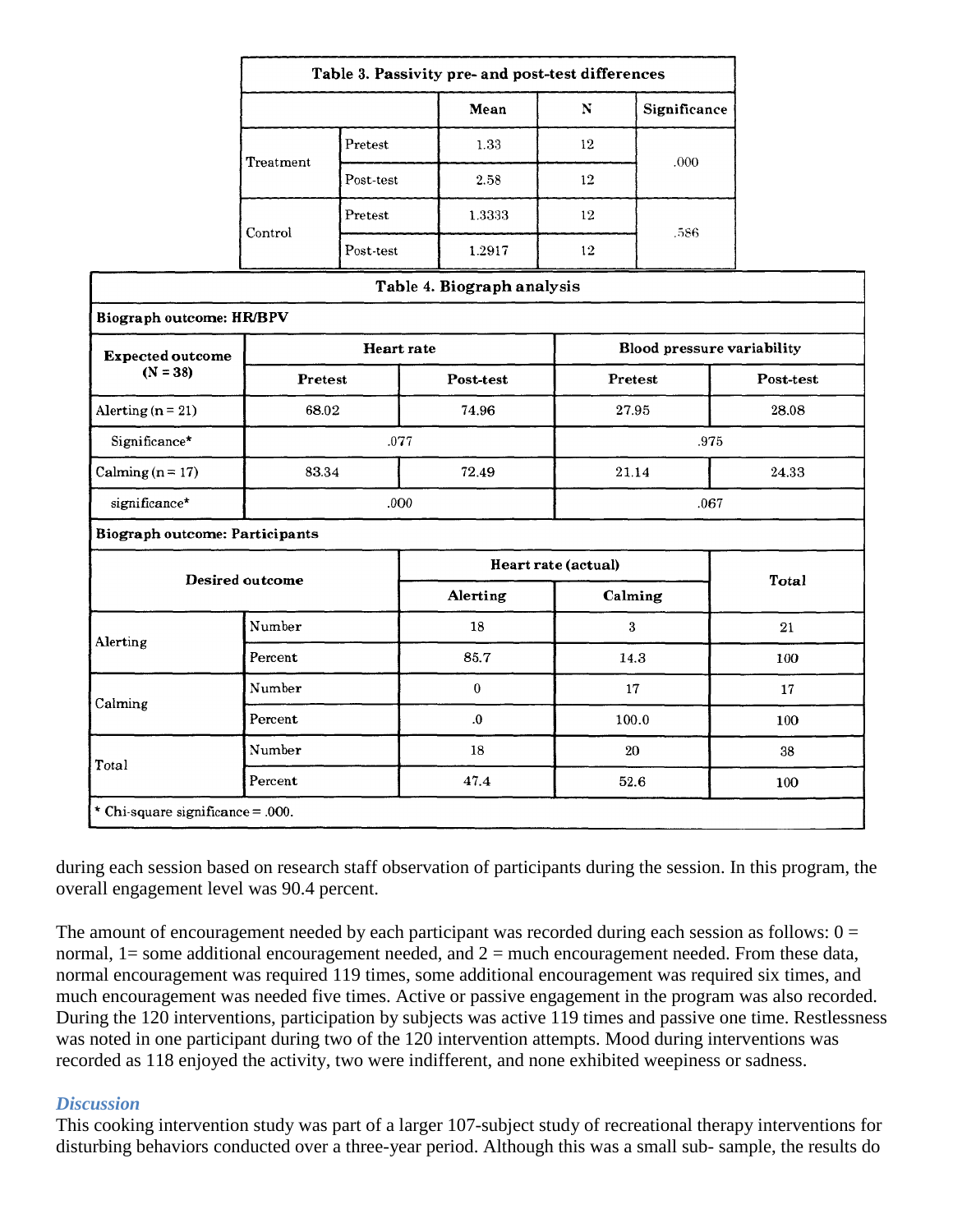**Table 3. Passivity pre- and post-test differences**

| | | Mean | N | Significance |
|---|---|---|---|---|
| Treatment | Pretest | 1.33 | 12 | .000 |
| | Post-test | 2.58 | 12 | |
| Control | Pretest | 1.3333 | 12 | .586 |
| | Post-test | 1.2917 | 12 | |

**Table 4. Biograph analysis**

**Biograph outcome: HR/BPV**

| Expected outcome (N = 38) | Heart rate | | Blood pressure variability | |
|---|---|---|---|---|
| | Pretest | Post-test | Pretest | Post-test |
| Alerting (n = 21) | 68.02 | 74.96 | 27.95 | 28.08 |
| Significance* | .077 | | .975 | |
| Calming (n = 17) | 83.34 | 72.49 | 21.14 | 24.33 |
| significance* | .000 | | .067 | |

**Biograph outcome: Participants**

| Desired outcome | | Heart rate (actual) | | Total |
|---|---|---|---|---|
| | | Alerting | Calming | |
| Alerting | Number | 18 | 3 | 21 |
| | Percent | 85.7 | 14.3 | 100 |
| Calming | Number | 0 | 17 | 17 |
| | Percent | .0 | 100.0 | 100 |
| Total | Number | 18 | 20 | 38 |
| | Percent | 47.4 | 52.6 | 100 |

\* Chi-square significance = .000.

during each session based on research staff observation of participants during the session. In this program, the overall engagement level was 90.4 percent.

The amount of encouragement needed by each participant was recorded during each session as follows: 0 = normal, 1= some additional encouragement needed, and 2 = much encouragement needed. From these data, normal encouragement was required 119 times, some additional encouragement was required six times, and much encouragement was needed five times. Active or passive engagement in the program was also recorded. During the 120 interventions, participation by subjects was active 119 times and passive one time. Restlessness was noted in one participant during two of the 120 intervention attempts. Mood during interventions was recorded as 118 enjoyed the activity, two were indifferent, and none exhibited weepiness or sadness.

### *Discussion*

This cooking intervention study was part of a larger 107-subject study of recreational therapy interventions for disturbing behaviors conducted over a three-year period. Although this was a small sub- sample, the results do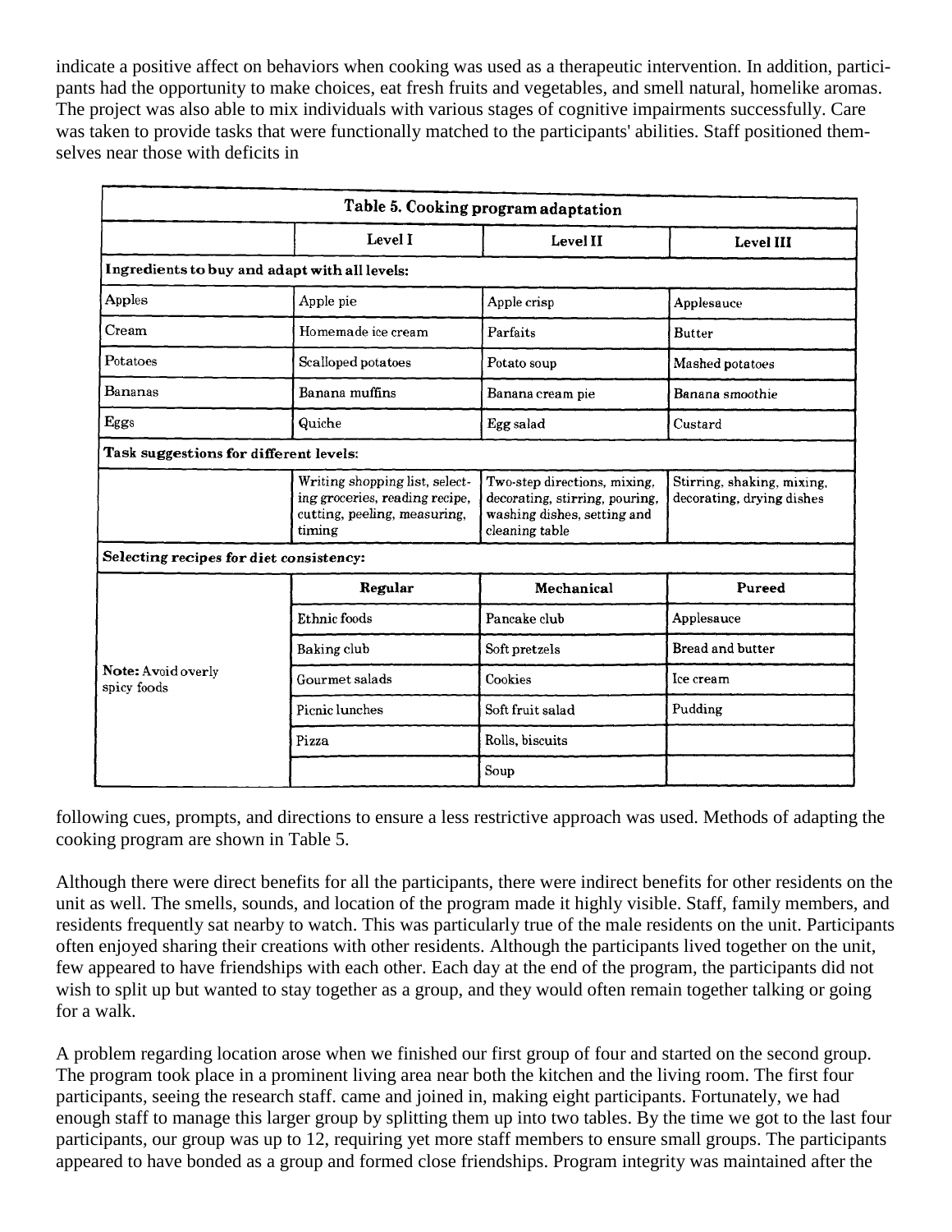indicate a positive affect on behaviors when cooking was used as a therapeutic intervention. In addition, participants had the opportunity to make choices, eat fresh fruits and vegetables, and smell natural, homelike aromas. The project was also able to mix individuals with various stages of cognitive impairments successfully. Care was taken to provide tasks that were functionally matched to the participants' abilities. Staff positioned themselves near those with deficits in following cues, prompts, and directions to ensure a less restrictive approach was used. Methods of adapting the cooking program are shown in Table 5.

**Table 5. Cooking program adaptation**

| | Level I | Level II | Level III |
|---|---|---|---|
| **Ingredients to buy and adapt with all levels:** | | | |
| Apples | Apple pie | Apple crisp | Applesauce |
| Cream | Homemade ice cream | Parfaits | Butter |
| Potatoes | Scalloped potatoes | Potato soup | Mashed potatoes |
| Bananas | Banana muffins | Banana cream pie | Banana smoothie |
| Eggs | Quiche | Egg salad | Custard |
| **Task suggestions for different levels:** | | | |
| | Writing shopping list, selecting groceries, reading recipe, cutting, peeling, measuring, timing | Two-step directions, mixing, decorating, stirring, pouring, washing dishes, setting and cleaning table | Stirring, shaking, mixing, decorating, drying dishes |
| **Selecting recipes for diet consistency:** | | | |
| | **Regular** | **Mechanical** | **Pureed** |
| | Ethnic foods | Pancake club | Applesauce |
| | Baking club | Soft pretzels | Bread and butter |
| **Note:** Avoid overly spicy foods | Gourmet salads | Cookies | Ice cream |
| | Picnic lunches | Soft fruit salad | Pudding |
| | Pizza | Rolls, biscuits | |
| | | Soup | |

Although there were direct benefits for all the participants, there were indirect benefits for other residents on the unit as well. The smells, sounds, and location of the program made it highly visible. Staff, family members, and residents frequently sat nearby to watch. This was particularly true of the male residents on the unit. Participants often enjoyed sharing their creations with other residents. Although the participants lived together on the unit, few appeared to have friendships with each other. Each day at the end of the program, the participants did not wish to split up but wanted to stay together as a group, and they would often remain together talking or going for a walk.

A problem regarding location arose when we finished our first group of four and started on the second group. The program took place in a prominent living area near both the kitchen and the living room. The first four participants, seeing the research staff. came and joined in, making eight participants. Fortunately, we had enough staff to manage this larger group by splitting them up into two tables. By the time we got to the last four participants, our group was up to 12, requiring yet more staff members to ensure small groups. The participants appeared to have bonded as a group and formed close friendships. Program integrity was maintained after the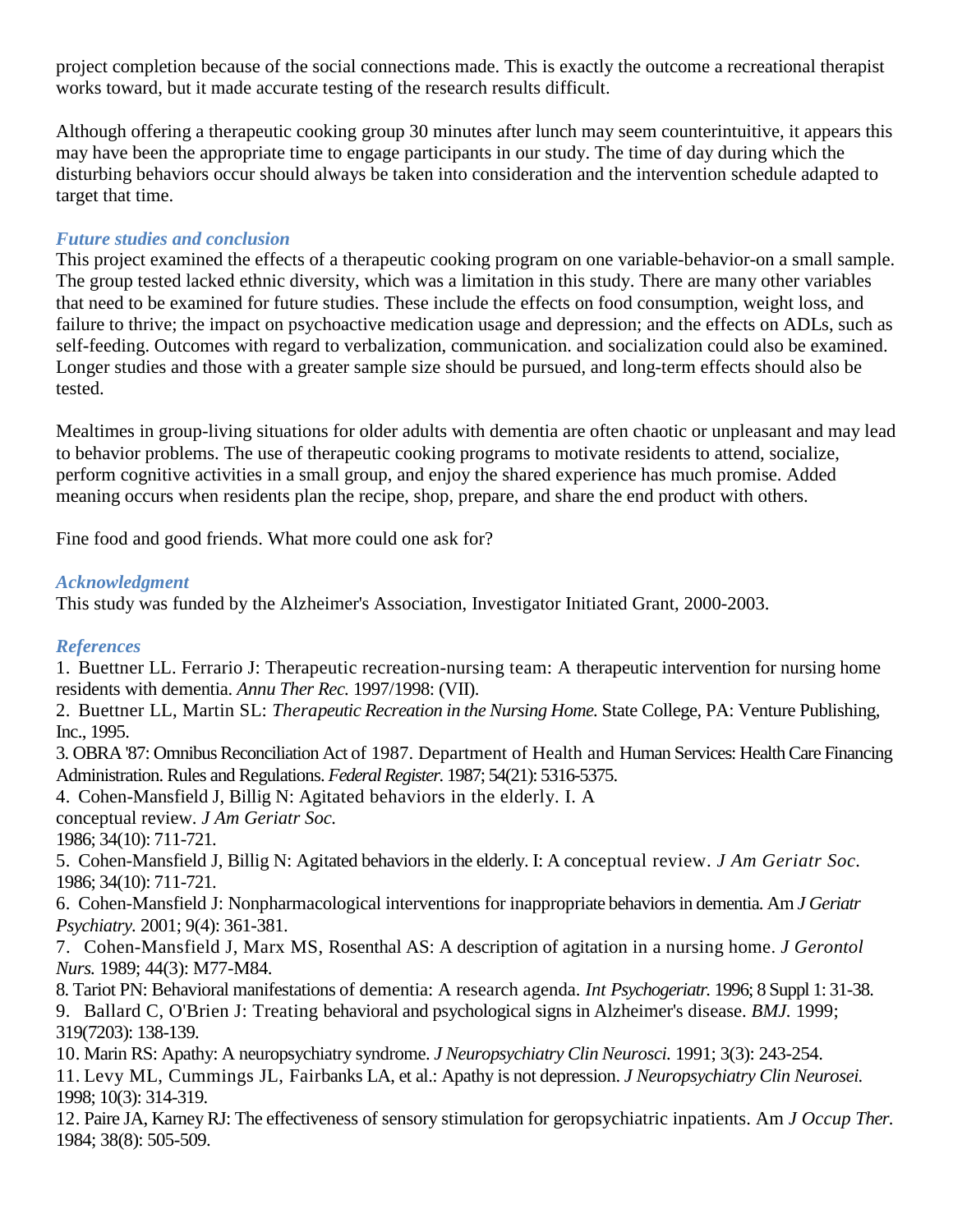project completion because of the social connections made. This is exactly the outcome a recreational therapist works toward, but it made accurate testing of the research results difficult.

Although offering a therapeutic cooking group 30 minutes after lunch may seem counterintuitive, it appears this may have been the appropriate time to engage participants in our study. The time of day during which the disturbing behaviors occur should always be taken into consideration and the intervention schedule adapted to target that time.

### *Future studies and conclusion*

This project examined the effects of a therapeutic cooking program on one variable-behavior-on a small sample. The group tested lacked ethnic diversity, which was a limitation in this study. There are many other variables that need to be examined for future studies. These include the effects on food consumption, weight loss, and failure to thrive; the impact on psychoactive medication usage and depression; and the effects on ADLs, such as self-feeding. Outcomes with regard to verbalization, communication. and socialization could also be examined. Longer studies and those with a greater sample size should be pursued, and long-term effects should also be tested.

Mealtimes in group-living situations for older adults with dementia are often chaotic or unpleasant and may lead to behavior problems. The use of therapeutic cooking programs to motivate residents to attend, socialize, perform cognitive activities in a small group, and enjoy the shared experience has much promise. Added meaning occurs when residents plan the recipe, shop, prepare, and share the end product with others.

Fine food and good friends. What more could one ask for?

### *Acknowledgment*

This study was funded by the Alzheimer's Association, Investigator Initiated Grant, 2000-2003.

### *References*

1. Buettner LL. Ferrario J: Therapeutic recreation-nursing team: A therapeutic intervention for nursing home residents with dementia. *Annu Ther Rec.* 1997/1998: (VII).
2. Buettner LL, Martin SL: *Therapeutic Recreation in the Nursing Home.* State College, PA: Venture Publishing, Inc., 1995.
3. OBRA '87: Omnibus Reconciliation Act of 1987. Department of Health and Human Services: Health Care Financing Administration. Rules and Regulations. *Federal Register.* 1987; 54(21): 5316-5375.
4. Cohen-Mansfield J, Billig N: Agitated behaviors in the elderly. I. A conceptual review. *J Am Geriatr Soc.* 1986; 34(10): 711-721.
5. Cohen-Mansfield J, Billig N: Agitated behaviors in the elderly. I: A conceptual review. *J Am Geriatr Soc.* 1986; 34(10): 711-721.
6. Cohen-Mansfield J: Nonpharmacological interventions for inappropriate behaviors in dementia. Am *J Geriatr Psychiatry.* 2001; 9(4): 361-381.
7. Cohen-Mansfield J, Marx MS, Rosenthal AS: A description of agitation in a nursing home. *J Gerontol Nurs.* 1989; 44(3): M77-M84.
8. Tariot PN: Behavioral manifestations of dementia: A research agenda. *Int Psychogeriatr.* 1996; 8 Suppl 1: 31-38.
9. Ballard C, O'Brien J: Treating behavioral and psychological signs in Alzheimer's disease. *BMJ.* 1999; 319(7203): 138-139.
10. Marin RS: Apathy: A neuropsychiatry syndrome. *J Neuropsychiatry Clin Neurosci.* 1991; 3(3): 243-254.
11. Levy ML, Cummings JL, Fairbanks LA, et al.: Apathy is not depression. *J Neuropsychiatry Clin Neurosei.* 1998; 10(3): 314-319.
12. Paire JA, Karney RJ: The effectiveness of sensory stimulation for geropsychiatric inpatients. Am *J Occup Ther.* 1984; 38(8): 505-509.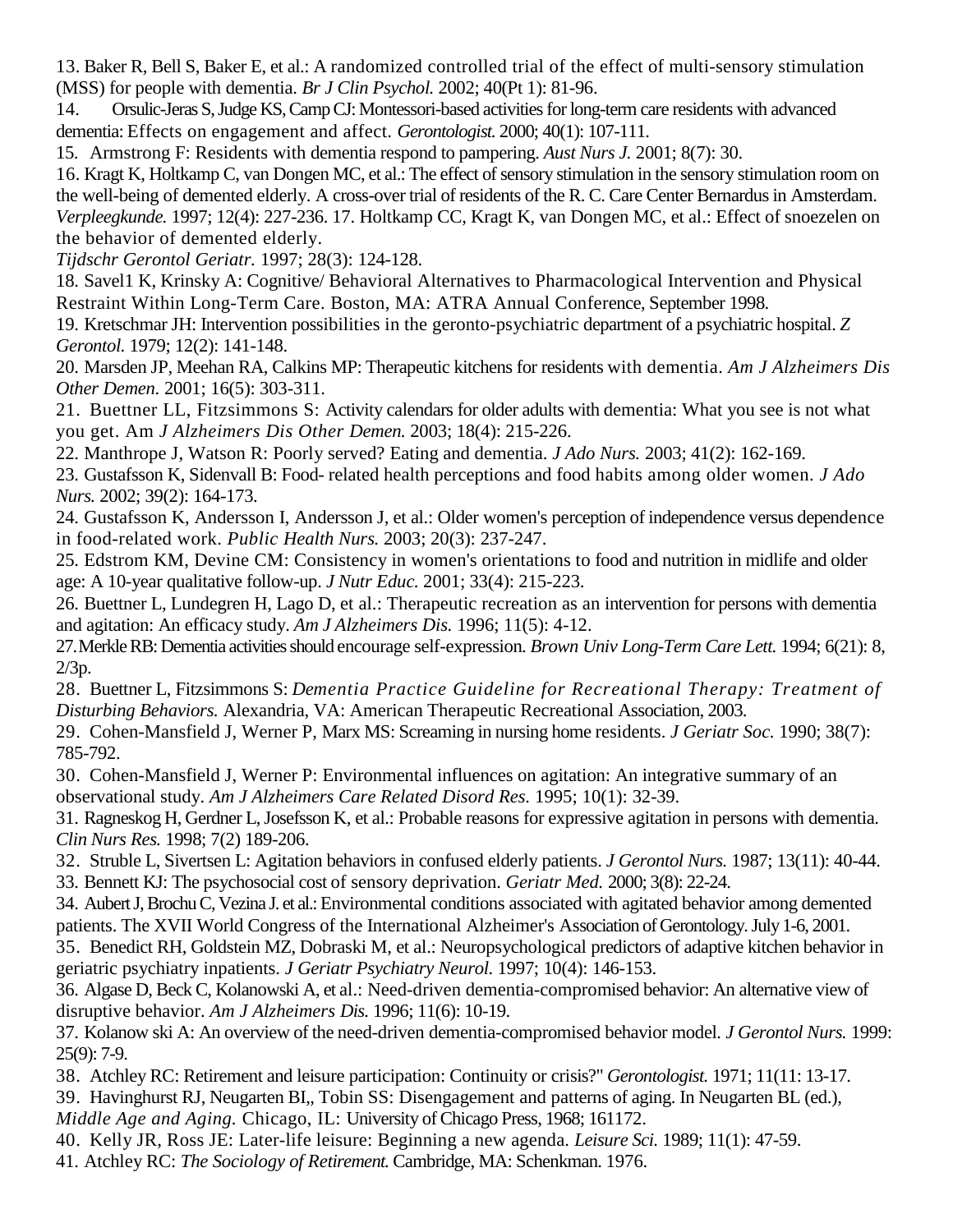13. Baker R, Bell S, Baker E, et al.: A randomized controlled trial of the effect of multi-sensory stimulation (MSS) for people with dementia. *Br J Clin Psychol.* 2002; 40(Pt 1): 81-96.

14. Orsulic-Jeras S, Judge KS, Camp CJ: Montessori-based activities for long-term care residents with advanced dementia: Effects on engagement and affect. *Gerontologist.* 2000; 40(1): 107-111.

15. Armstrong F: Residents with dementia respond to pampering. *Aust Nurs J.* 2001; 8(7): 30.

16. Kragt K, Holtkamp C, van Dongen MC, et al.: The effect of sensory stimulation in the sensory stimulation room on the well-being of demented elderly. A cross-over trial of residents of the R. C. Care Center Bernardus in Amsterdam. *Verpleegkunde.* 1997; 12(4): 227-236. 17. Holtkamp CC, Kragt K, van Dongen MC, et al.: Effect of snoezelen on the behavior of demented elderly.
*Tijdschr Gerontol Geriatr.* 1997; 28(3): 124-128.

18. Savel1 K, Krinsky A: Cognitive/ Behavioral Alternatives to Pharmacological Intervention and Physical Restraint Within Long-Term Care. Boston, MA: ATRA Annual Conference, September 1998.

19. Kretschmar JH: Intervention possibilities in the geronto-psychiatric department of a psychiatric hospital. *Z Gerontol.* 1979; 12(2): 141-148.

20. Marsden JP, Meehan RA, Calkins MP: Therapeutic kitchens for residents with dementia. *Am J Alzheimers Dis Other Demen.* 2001; 16(5): 303-311.

21. Buettner LL, Fitzsimmons S: Activity calendars for older adults with dementia: What you see is not what you get. Am *J Alzheimers Dis Other Demen.* 2003; 18(4): 215-226.

22. Manthrope J, Watson R: Poorly served? Eating and dementia. *J Ado Nurs.* 2003; 41(2): 162-169.

23. Gustafsson K, Sidenvall B: Food- related health perceptions and food habits among older women. *J Ado Nurs.* 2002; 39(2): 164-173.

24. Gustafsson K, Andersson I, Andersson J, et al.: Older women's perception of independence versus dependence in food-related work. *Public Health Nurs.* 2003; 20(3): 237-247.

25. Edstrom KM, Devine CM: Consistency in women's orientations to food and nutrition in midlife and older age: A 10-year qualitative follow-up. *J Nutr Educ.* 2001; 33(4): 215-223.

26. Buettner L, Lundegren H, Lago D, et al.: Therapeutic recreation as an intervention for persons with dementia and agitation: An efficacy study. *Am J Alzheimers Dis.* 1996; 11(5): 4-12.

27. Merkle RB: Dementia activities should encourage self-expression. *Brown Univ Long-Term Care Lett.* 1994; 6(21): 8, 2/3p.

28. Buettner L, Fitzsimmons S: *Dementia Practice Guideline for Recreational Therapy: Treatment of Disturbing Behaviors.* Alexandria, VA: American Therapeutic Recreational Association, 2003.

29. Cohen-Mansfield J, Werner P, Marx MS: Screaming in nursing home residents. *J Geriatr Soc.* 1990; 38(7): 785-792.

30. Cohen-Mansfield J, Werner P: Environmental influences on agitation: An integrative summary of an observational study. *Am J Alzheimers Care Related Disord Res.* 1995; 10(1): 32-39.

31. Ragneskog H, Gerdner L, Josefsson K, et al.: Probable reasons for expressive agitation in persons with dementia. *Clin Nurs Res.* 1998; 7(2) 189-206.

32. Struble L, Sivertsen L: Agitation behaviors in confused elderly patients. *J Gerontol Nurs.* 1987; 13(11): 40-44.

33. Bennett KJ: The psychosocial cost of sensory deprivation. *Geriatr Med.* 2000; 3(8): 22-24.

34. Aubert J, Brochu C, Vezina J. et al.: Environmental conditions associated with agitated behavior among demented patients. The XVII World Congress of the International Alzheimer's Association of Gerontology. July 1-6, 2001.

35. Benedict RH, Goldstein MZ, Dobraski M, et al.: Neuropsychological predictors of adaptive kitchen behavior in geriatric psychiatry inpatients. *J Geriatr Psychiatry Neurol.* 1997; 10(4): 146-153.

36. Algase D, Beck C, Kolanowski A, et al.: Need-driven dementia-compromised behavior: An alternative view of disruptive behavior. *Am J Alzheimers Dis.* 1996; 11(6): 10-19.

37. Kolanow ski A: An overview of the need-driven dementia-compromised behavior model. *J Gerontol Nurs.* 1999: 25(9): 7-9.

38. Atchley RC: Retirement and leisure participation: Continuity or crisis?" *Gerontologist.* 1971; 11(11: 13-17.

39. Havinghurst RJ, Neugarten BI,, Tobin SS: Disengagement and patterns of aging. In Neugarten BL (ed.), *Middle Age and Aging.* Chicago, IL: University of Chicago Press, 1968; 161172.

40. Kelly JR, Ross JE: Later-life leisure: Beginning a new agenda. *Leisure Sci.* 1989; 11(1): 47-59.

41. Atchley RC: *The Sociology of Retirement.* Cambridge, MA: Schenkman. 1976.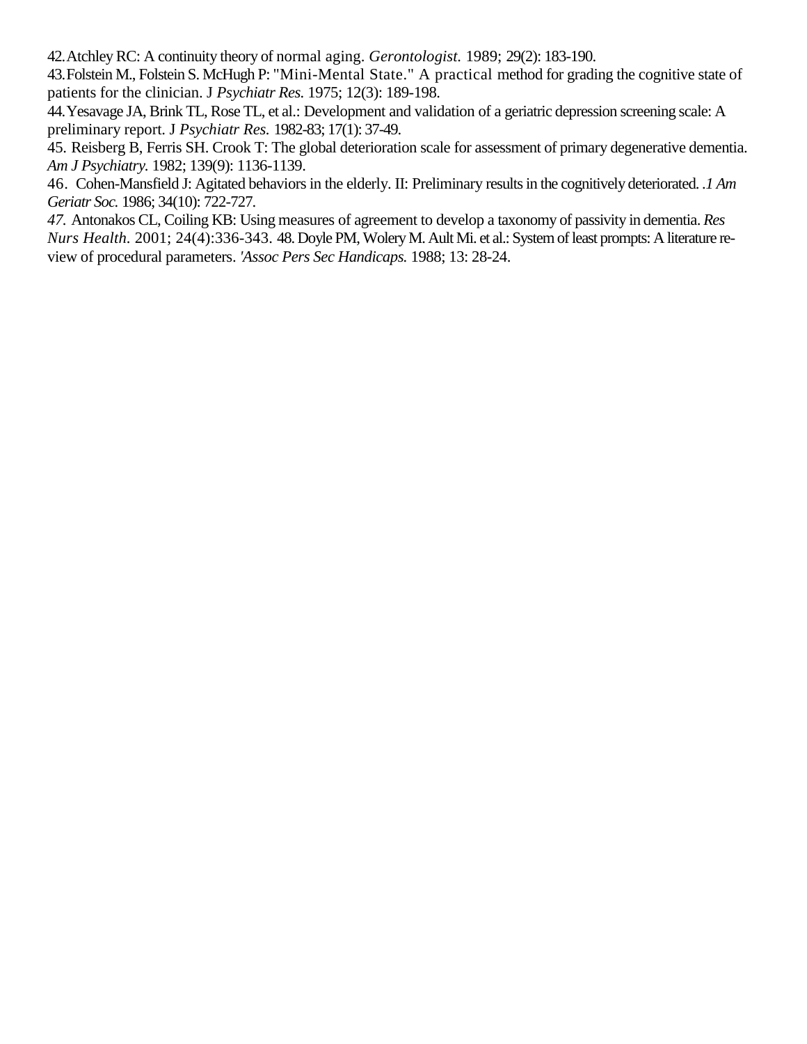42. Atchley RC: A continuity theory of normal aging. *Gerontologist.* 1989; 29(2): 183-190.

43. Folstein M., Folstein S. McHugh P: "Mini-Mental State." A practical method for grading the cognitive state of patients for the clinician. J *Psychiatr Res.* 1975; 12(3): 189-198.

44. Yesavage JA, Brink TL, Rose TL, et al.: Development and validation of a geriatric depression screening scale: A preliminary report. J *Psychiatr Res.* 1982-83; 17(1): 37-49.

45. Reisberg B, Ferris SH. Crook T: The global deterioration scale for assessment of primary degenerative dementia. *Am J Psychiatry.* 1982; 139(9): 1136-1139.

46. Cohen-Mansfield J: Agitated behaviors in the elderly. II: Preliminary results in the cognitively deteriorated. *.1 Am Geriatr Soc.* 1986; 34(10): 722-727.

*47.* Antonakos CL, Coiling KB: Using measures of agreement to develop a taxonomy of passivity in dementia. *Res Nurs Health.* 2001; 24(4):336-343. 48. Doyle PM, Wolery M. Ault Mi. et al.: System of least prompts: A literature review of procedural parameters. *'Assoc Pers Sec Handicaps.* 1988; 13: 28-24.